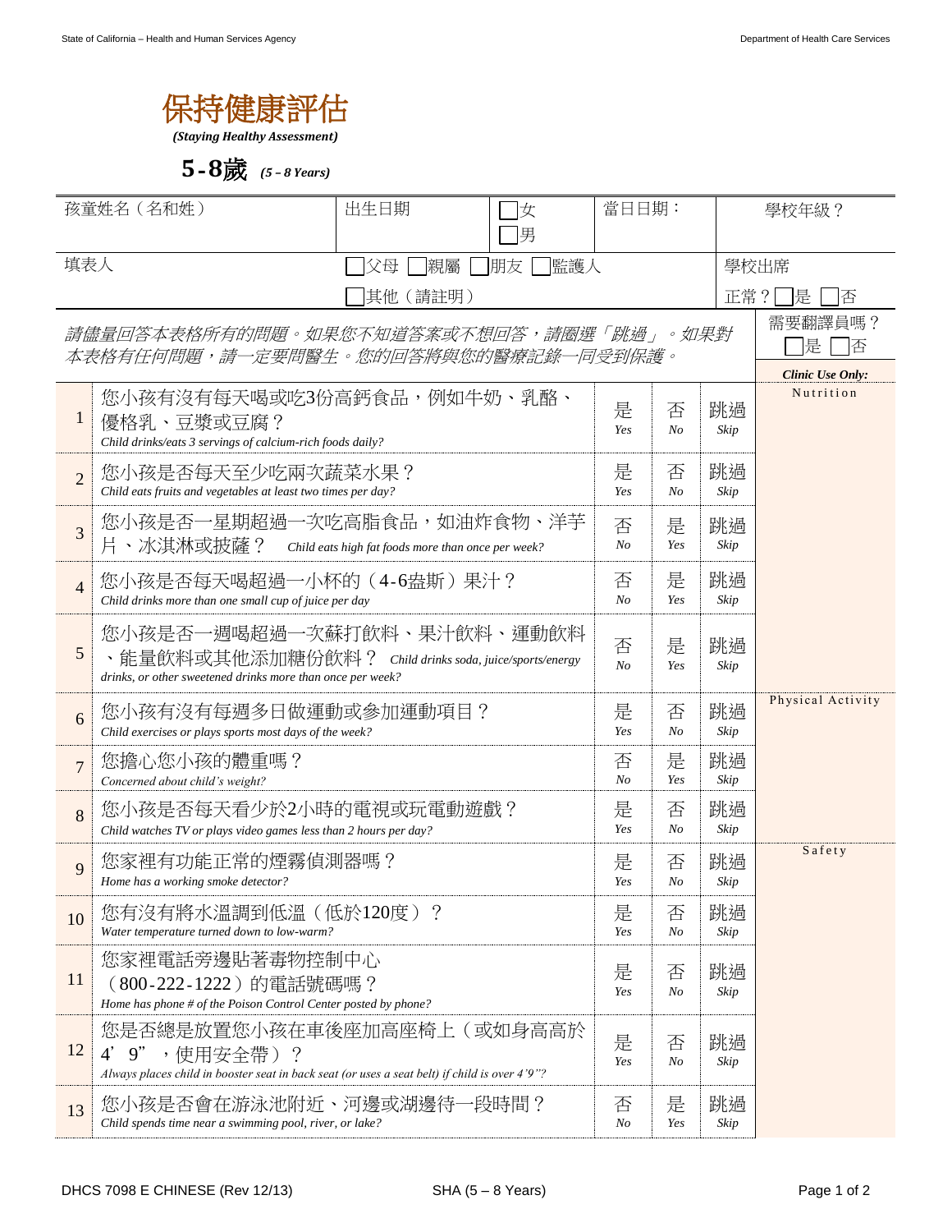# 保持健康評估

***(Staying Healthy Assessment)***

## 5-8歲 *(5 – 8 Years)*

| 孩童姓名（名和姓） | 出生日期 | ☐女 ☐男 | 當日日期： | 學校年級？ |
|---|---|---|---|---|
| 填表人 | ☐父母 ☐親屬 ☐朋友 ☐監護人 ☐其他（請註明） | | | 學校出席正常？ ☐是 ☐否 |

*請儘量回答本表格所有的問題。如果您不知道答案或不想回答，請圈選「跳過」。如果對本表格有任何問題，請一定要問醫生。您的回答將與您的醫療記錄一同受到保護。*

需要翻譯員嗎？ ☐是 ☐否

| # | 問題 | | | | ***Clinic Use Only:*** |
|---|---|---|---|---|---|
| 1 | 您小孩有沒有每天喝或吃3份高鈣食品，例如牛奶、乳酪、優格乳、豆漿或豆腐？ *Child drinks/eats 3 servings of calcium-rich foods daily?* | 是 *Yes* | 否 *No* | 跳過 *Skip* | Nutrition |
| 2 | 您小孩是否每天至少吃兩次蔬菜水果？ *Child eats fruits and vegetables at least two times per day?* | 是 *Yes* | 否 *No* | 跳過 *Skip* | |
| 3 | 您小孩是否一星期超過一次吃高脂食品，如油炸食物、洋芋片、冰淇淋或披薩？ *Child eats high fat foods more than once per week?* | 否 *No* | 是 *Yes* | 跳過 *Skip* | |
| 4 | 您小孩是否每天喝超過一小杯的（4-6盎斯）果汁？ *Child drinks more than one small cup of juice per day* | 否 *No* | 是 *Yes* | 跳過 *Skip* | |
| 5 | 您小孩是否一週喝超過一次蘇打飲料、果汁飲料、運動飲料、能量飲料或其他添加糖份飲料？ *Child drinks soda, juice/sports/energy drinks, or other sweetened drinks more than once per week?* | 否 *No* | 是 *Yes* | 跳過 *Skip* | |
| 6 | 您小孩有沒有每週多日做運動或參加運動項目？ *Child exercises or plays sports most days of the week?* | 是 *Yes* | 否 *No* | 跳過 *Skip* | Physical Activity |
| 7 | 您擔心您小孩的體重嗎？ *Concerned about child's weight?* | 否 *No* | 是 *Yes* | 跳過 *Skip* | |
| 8 | 您小孩是否每天看少於2小時的電視或玩電動遊戲？ *Child watches TV or plays video games less than 2 hours per day?* | 是 *Yes* | 否 *No* | 跳過 *Skip* | |
| 9 | 您家裡有功能正常的煙霧偵測器嗎？ *Home has a working smoke detector?* | 是 *Yes* | 否 *No* | 跳過 *Skip* | Safety |
| 10 | 您有沒有將水溫調到低溫（低於120度）？ *Water temperature turned down to low-warm?* | 是 *Yes* | 否 *No* | 跳過 *Skip* | |
| 11 | 您家裡電話旁邊貼著毒物控制中心（800-222-1222）的電話號碼嗎？ *Home has phone # of the Poison Control Center posted by phone?* | 是 *Yes* | 否 *No* | 跳過 *Skip* | |
| 12 | 您是否總是放置您小孩在車後座加高座椅上（或如身高高於4' 9"，使用安全帶）？ *Always places child in booster seat in back seat (or uses a seat belt) if child is over 4'9"?* | 是 *Yes* | 否 *No* | 跳過 *Skip* | |
| 13 | 您小孩是否會在游泳池附近、河邊或湖邊待一段時間？ *Child spends time near a swimming pool, river, or lake?* | 否 *No* | 是 *Yes* | 跳過 *Skip* | |

DHCS 7098 E CHINESE (Rev 12/13) SHA (5 – 8 Years)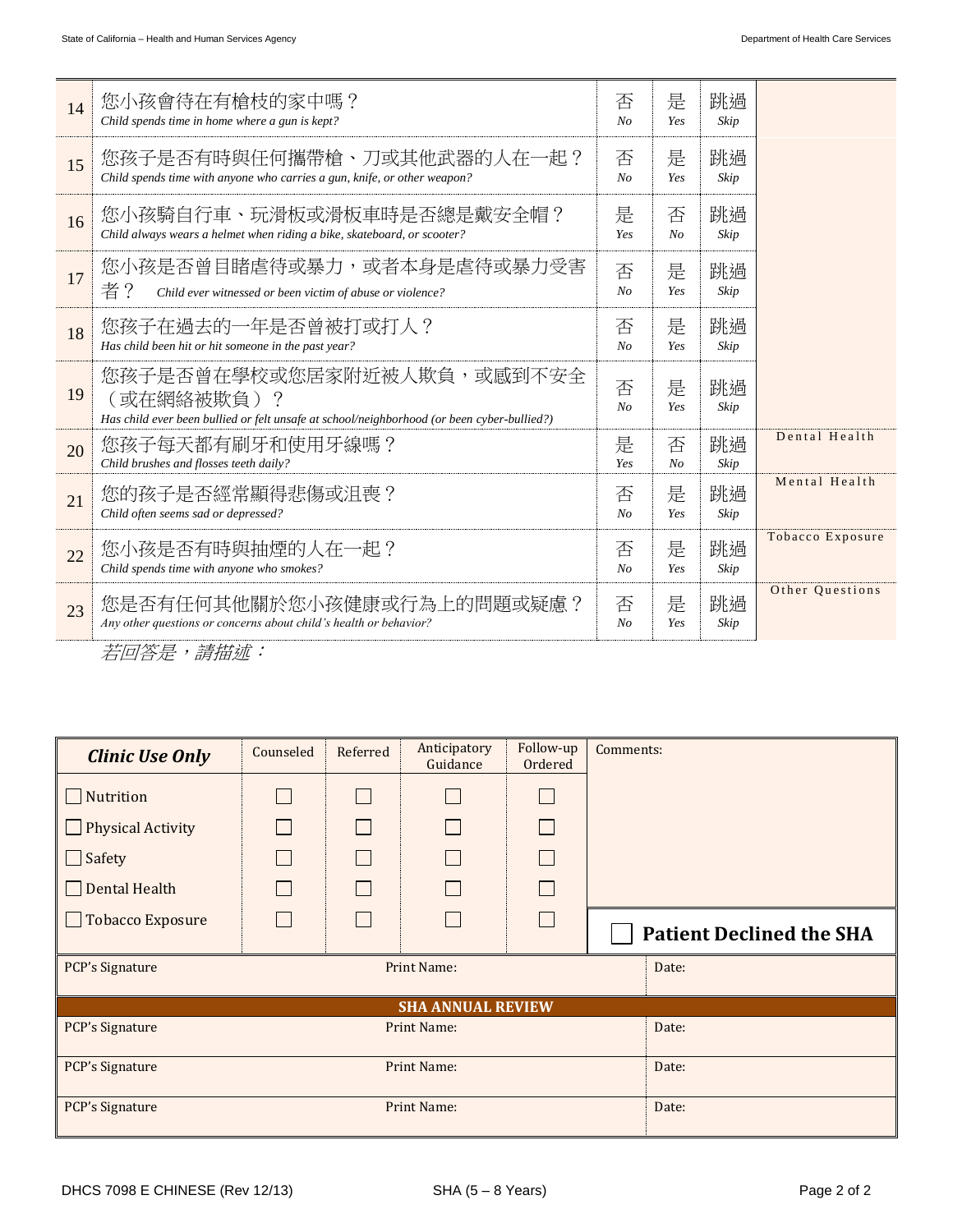| | | | | | |
|---|---|---|---|---|---|
| 14 | 您小孩會待在有槍枝的家中嗎？<br>*Child spends time in home where a gun is kept?* | 否<br>*No* | 是<br>*Yes* | 跳過<br>*Skip* | |
| 15 | 您孩子是否有時與任何攜帶槍、刀或其他武器的人在一起？<br>*Child spends time with anyone who carries a gun, knife, or other weapon?* | 否<br>*No* | 是<br>*Yes* | 跳過<br>*Skip* | |
| 16 | 您小孩騎自行車、玩滑板或滑板車時是否總是戴安全帽？<br>*Child always wears a helmet when riding a bike, skateboard, or scooter?* | 是<br>*Yes* | 否<br>*No* | 跳過<br>*Skip* | |
| 17 | 您小孩是否曾目睹虐待或暴力，或者本身是虐待或暴力受害者？ *Child ever witnessed or been victim of abuse or violence?* | 否<br>*No* | 是<br>*Yes* | 跳過<br>*Skip* | |
| 18 | 您孩子在過去的一年是否曾被打或打人？<br>*Has child been hit or hit someone in the past year?* | 否<br>*No* | 是<br>*Yes* | 跳過<br>*Skip* | |
| 19 | 您孩子是否曾在學校或您居家附近被人欺負，或感到不安全（或在網絡被欺負）？<br>*Has child ever been bullied or felt unsafe at school/neighborhood (or been cyber-bullied?)* | 否<br>*No* | 是<br>*Yes* | 跳過<br>*Skip* | |
| 20 | 您孩子每天都有刷牙和使用牙線嗎？<br>*Child brushes and flosses teeth daily?* | 是<br>*Yes* | 否<br>*No* | 跳過<br>*Skip* | Dental Health |
| 21 | 您的孩子是否經常顯得悲傷或沮喪？<br>*Child often seems sad or depressed?* | 否<br>*No* | 是<br>*Yes* | 跳過<br>*Skip* | Mental Health |
| 22 | 您小孩是否有時與抽煙的人在一起？<br>*Child spends time with anyone who smokes?* | 否<br>*No* | 是<br>*Yes* | 跳過<br>*Skip* | Tobacco Exposure |
| 23 | 您是否有任何其他關於您小孩健康或行為上的問題或疑慮？<br>*Any other questions or concerns about child's health or behavior?* | 否<br>*No* | 是<br>*Yes* | 跳過<br>*Skip* | Other Questions |

*若回答是，請描述：*

| ***Clinic Use Only*** | Counseled | Referred | Anticipatory Guidance | Follow-up Ordered | Comments: |
|---|---|---|---|---|---|
| ☐ Nutrition | ☐ | ☐ | ☐ | ☐ | |
| ☐ Physical Activity | ☐ | ☐ | ☐ | ☐ | |
| ☐ Safety | ☐ | ☐ | ☐ | ☐ | |
| ☐ Dental Health | ☐ | ☐ | ☐ | ☐ | |
| ☐ Tobacco Exposure | ☐ | ☐ | ☐ | ☐ | ☐ **Patient Declined the SHA** |

| | | |
|---|---|---|
| PCP's Signature | Print Name: | Date: |
| **SHA ANNUAL REVIEW** | | |
| PCP's Signature | Print Name: | Date: |
| PCP's Signature | Print Name: | Date: |
| PCP's Signature | Print Name: | Date: |

DHCS 7098 E CHINESE (Rev 12/13) SHA (5 – 8 Years)